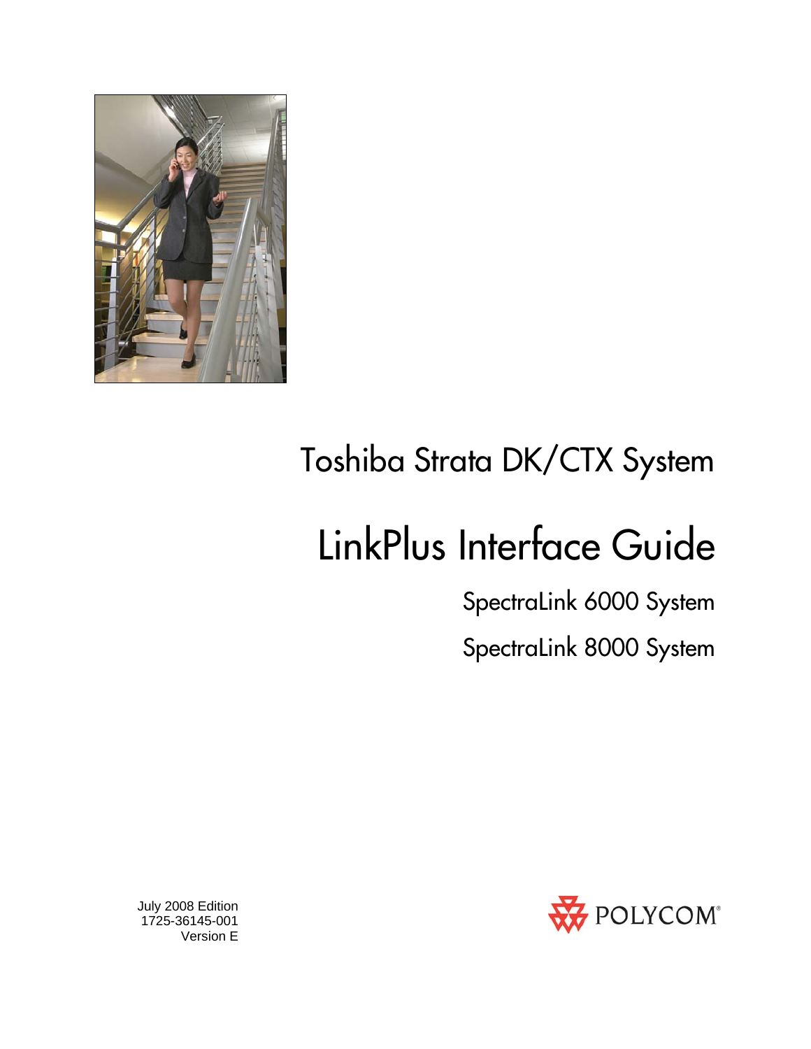# Toshiba Strata DK/CTX System

# LinkPlus Interface Guide

## SpectraLink 6000 System

## SpectraLink 8000 System

July 2008 Edition
1725-36145-001
Version E

POLYCOM®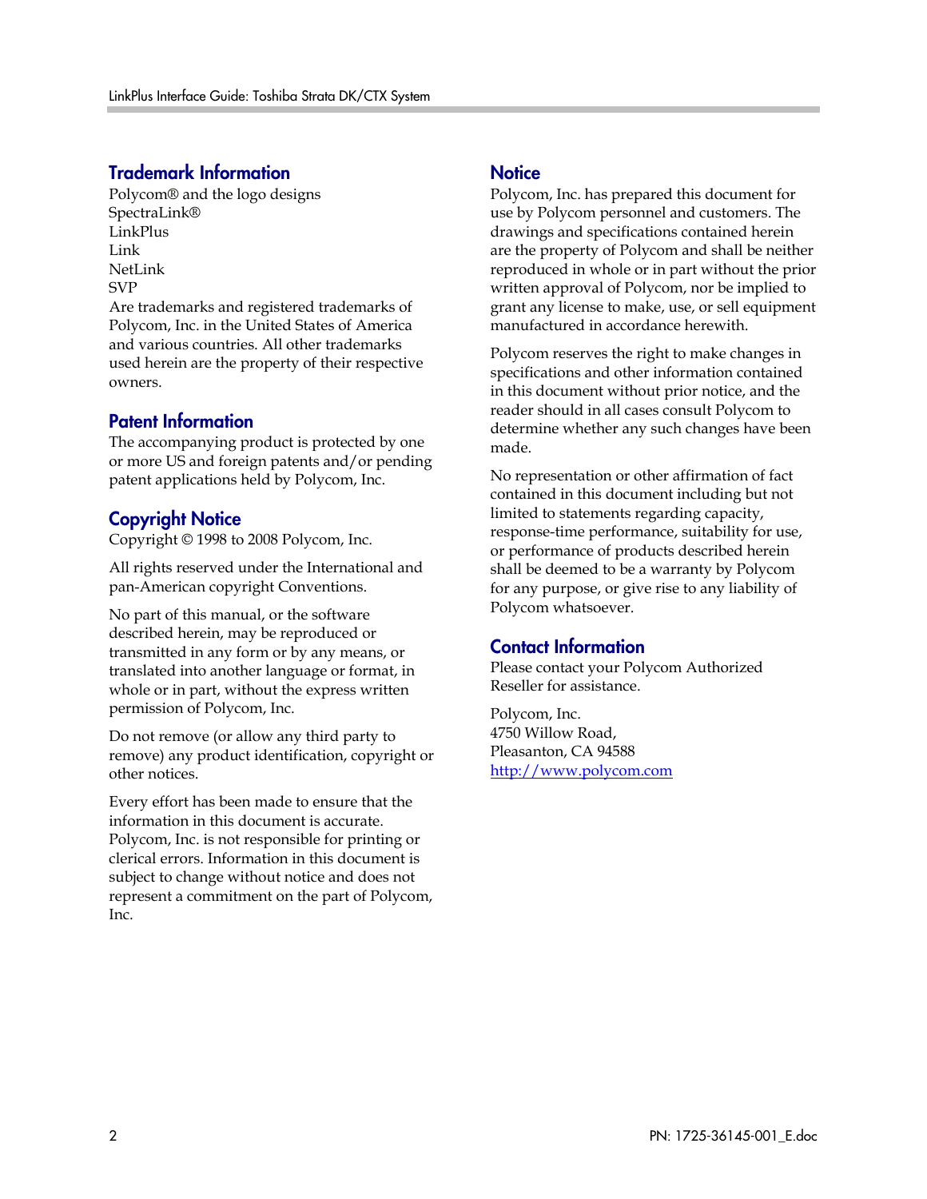## Trademark Information

Polycom® and the logo designs
SpectraLink®
LinkPlus
Link
NetLink
SVP
Are trademarks and registered trademarks of Polycom, Inc. in the United States of America and various countries. All other trademarks used herein are the property of their respective owners.

## Patent Information

The accompanying product is protected by one or more US and foreign patents and/or pending patent applications held by Polycom, Inc.

## Copyright Notice

Copyright © 1998 to 2008 Polycom, Inc.

All rights reserved under the International and pan-American copyright Conventions.

No part of this manual, or the software described herein, may be reproduced or transmitted in any form or by any means, or translated into another language or format, in whole or in part, without the express written permission of Polycom, Inc.

Do not remove (or allow any third party to remove) any product identification, copyright or other notices.

Every effort has been made to ensure that the information in this document is accurate. Polycom, Inc. is not responsible for printing or clerical errors. Information in this document is subject to change without notice and does not represent a commitment on the part of Polycom, Inc.

## Notice

Polycom, Inc. has prepared this document for use by Polycom personnel and customers. The drawings and specifications contained herein are the property of Polycom and shall be neither reproduced in whole or in part without the prior written approval of Polycom, nor be implied to grant any license to make, use, or sell equipment manufactured in accordance herewith.

Polycom reserves the right to make changes in specifications and other information contained in this document without prior notice, and the reader should in all cases consult Polycom to determine whether any such changes have been made.

No representation or other affirmation of fact contained in this document including but not limited to statements regarding capacity, response-time performance, suitability for use, or performance of products described herein shall be deemed to be a warranty by Polycom for any purpose, or give rise to any liability of Polycom whatsoever.

## Contact Information

Please contact your Polycom Authorized Reseller for assistance.

Polycom, Inc.
4750 Willow Road,
Pleasanton, CA 94588
[http://www.polycom.com](http://www.polycom.com)

PN: 1725-36145-001_E.doc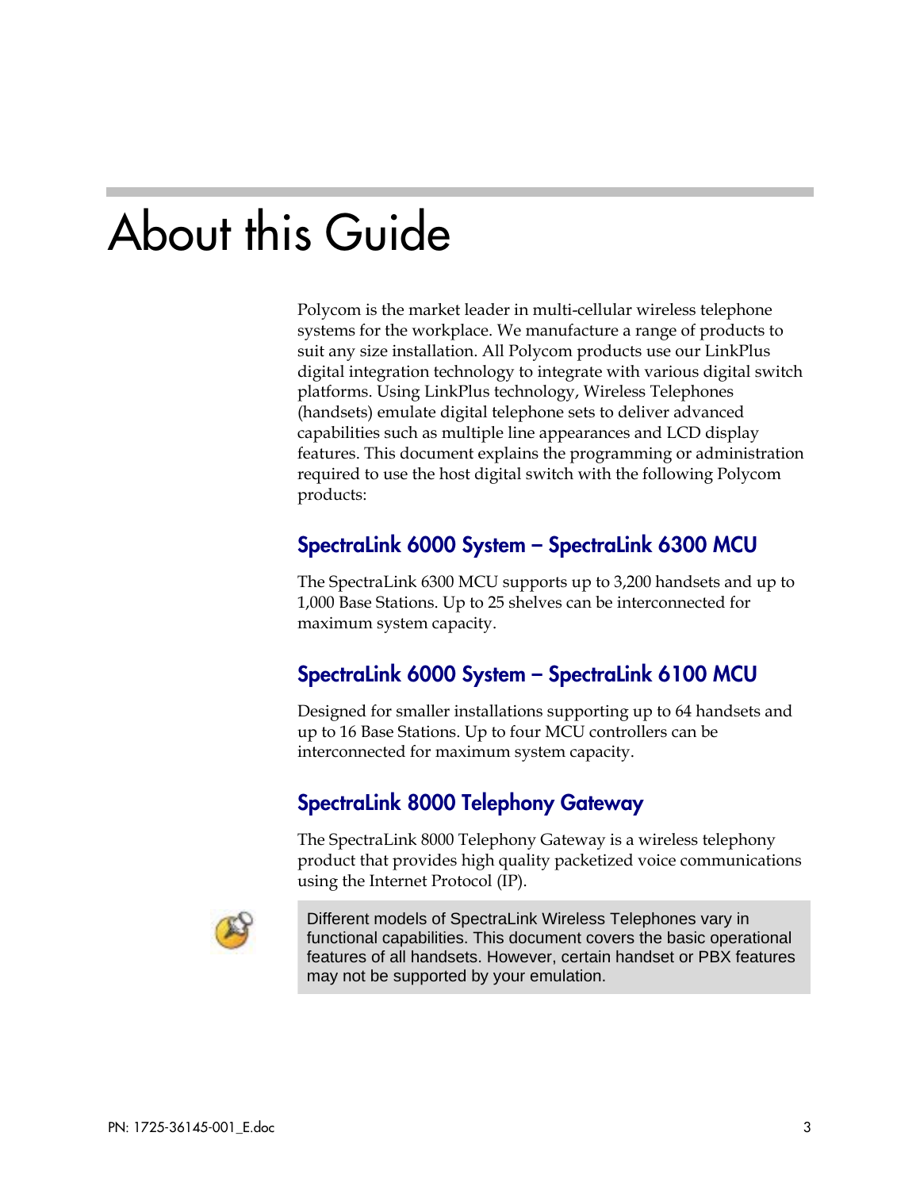# About this Guide

Polycom is the market leader in multi-cellular wireless telephone systems for the workplace. We manufacture a range of products to suit any size installation. All Polycom products use our LinkPlus digital integration technology to integrate with various digital switch platforms. Using LinkPlus technology, Wireless Telephones (handsets) emulate digital telephone sets to deliver advanced capabilities such as multiple line appearances and LCD display features. This document explains the programming or administration required to use the host digital switch with the following Polycom products:

## SpectraLink 6000 System – SpectraLink 6300 MCU

The SpectraLink 6300 MCU supports up to 3,200 handsets and up to 1,000 Base Stations. Up to 25 shelves can be interconnected for maximum system capacity.

## SpectraLink 6000 System – SpectraLink 6100 MCU

Designed for smaller installations supporting up to 64 handsets and up to 16 Base Stations. Up to four MCU controllers can be interconnected for maximum system capacity.

## SpectraLink 8000 Telephony Gateway

The SpectraLink 8000 Telephony Gateway is a wireless telephony product that provides high quality packetized voice communications using the Internet Protocol (IP).

> Different models of SpectraLink Wireless Telephones vary in functional capabilities. This document covers the basic operational features of all handsets. However, certain handset or PBX features may not be supported by your emulation.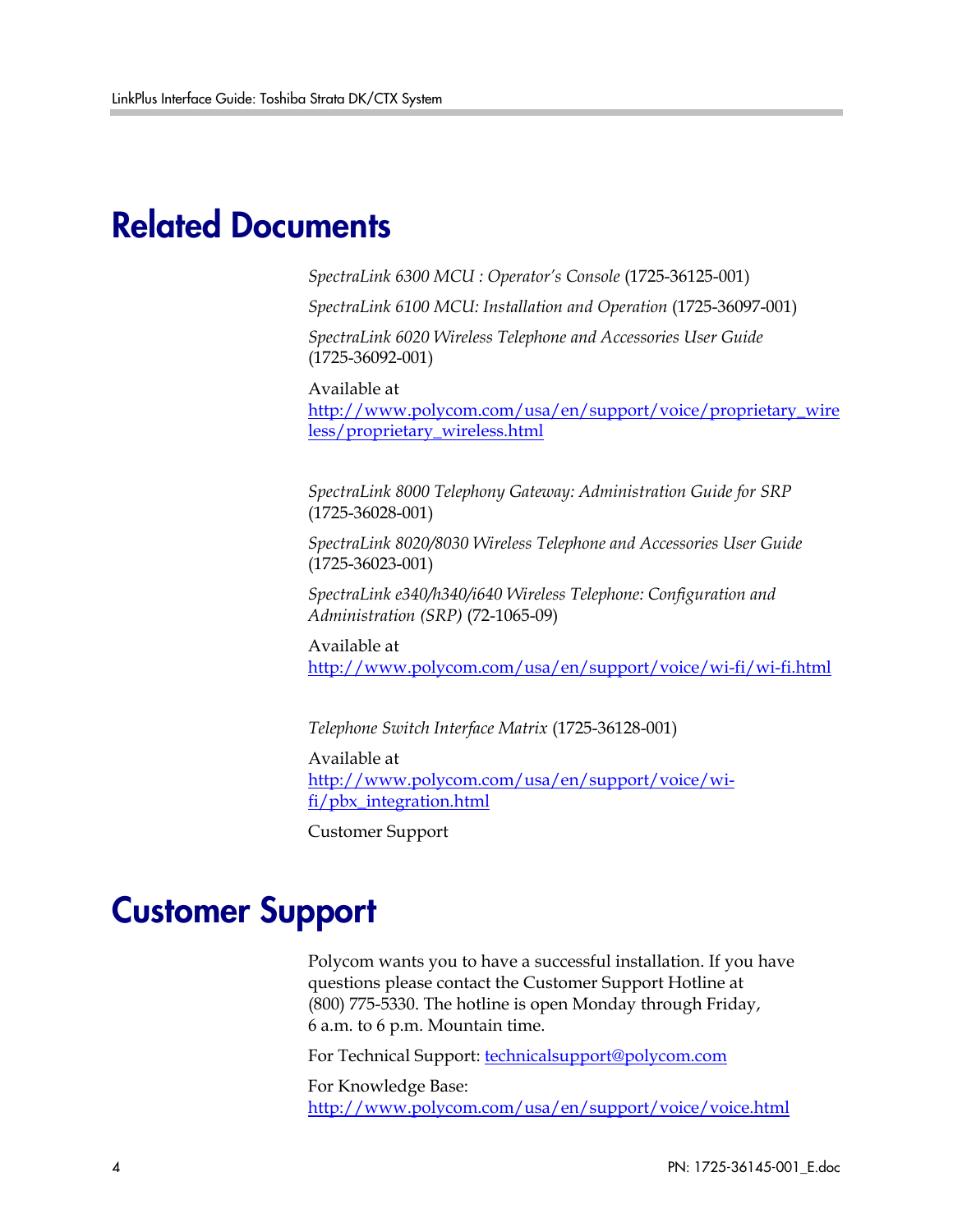# Related Documents

*SpectraLink 6300 MCU : Operator's Console* (1725-36125-001)

*SpectraLink 6100 MCU: Installation and Operation* (1725-36097-001)

*SpectraLink 6020 Wireless Telephone and Accessories User Guide* (1725-36092-001)

Available at
http://www.polycom.com/usa/en/support/voice/proprietary_wireless/proprietary_wireless.html

*SpectraLink 8000 Telephony Gateway: Administration Guide for SRP* (1725-36028-001)

*SpectraLink 8020/8030 Wireless Telephone and Accessories User Guide* (1725-36023-001)

*SpectraLink e340/h340/i640 Wireless Telephone: Configuration and Administration (SRP)* (72-1065-09)

Available at
http://www.polycom.com/usa/en/support/voice/wi-fi/wi-fi.html

*Telephone Switch Interface Matrix* (1725-36128-001)

Available at
http://www.polycom.com/usa/en/support/voice/wi-fi/pbx_integration.html

Customer Support

# Customer Support

Polycom wants you to have a successful installation. If you have questions please contact the Customer Support Hotline at (800) 775-5330. The hotline is open Monday through Friday, 6 a.m. to 6 p.m. Mountain time.

For Technical Support: technicalsupport@polycom.com

For Knowledge Base:
http://www.polycom.com/usa/en/support/voice/voice.html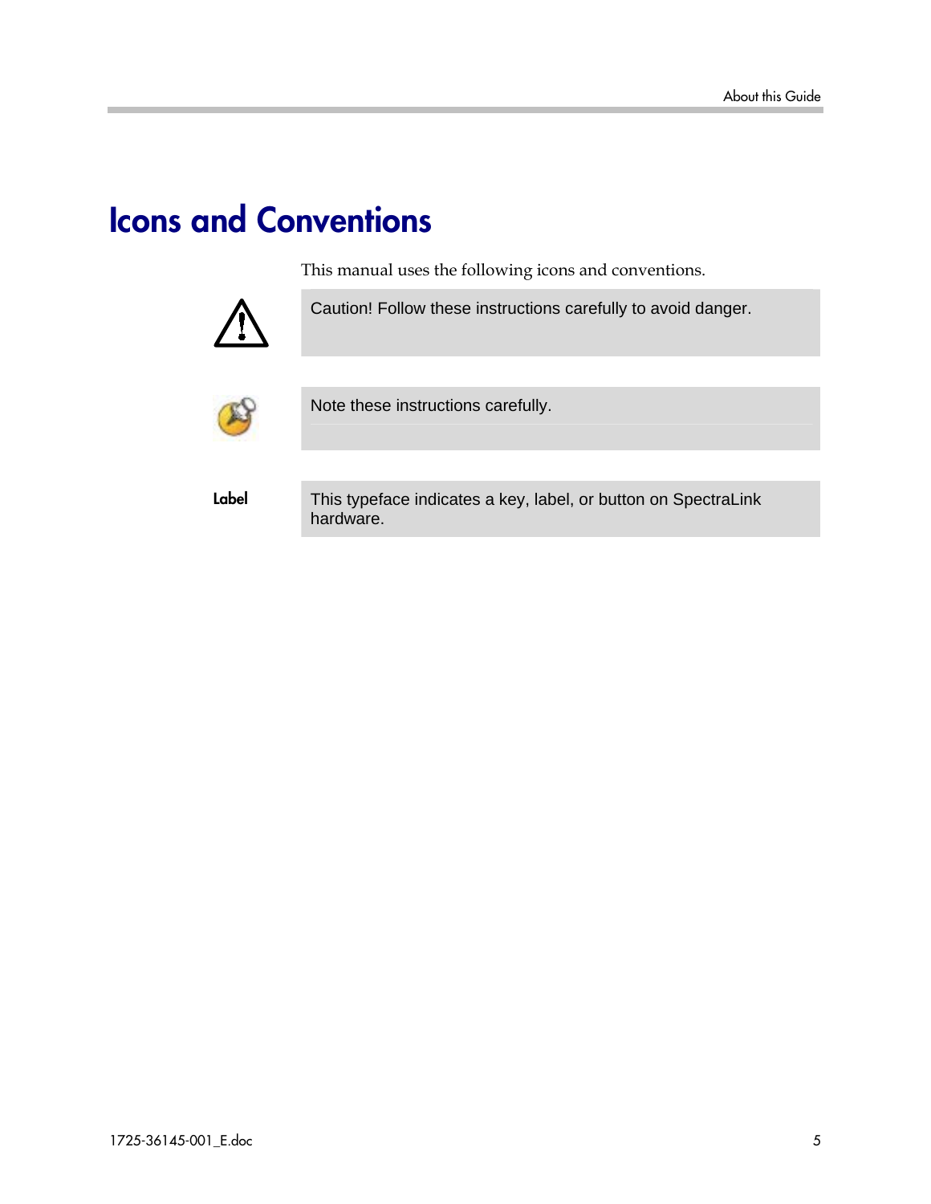# Icons and Conventions

This manual uses the following icons and conventions.

| | |
|---|---|
| | Caution! Follow these instructions carefully to avoid danger. |
| | Note these instructions carefully. |
| **Label** | This typeface indicates a key, label, or button on SpectraLink hardware. |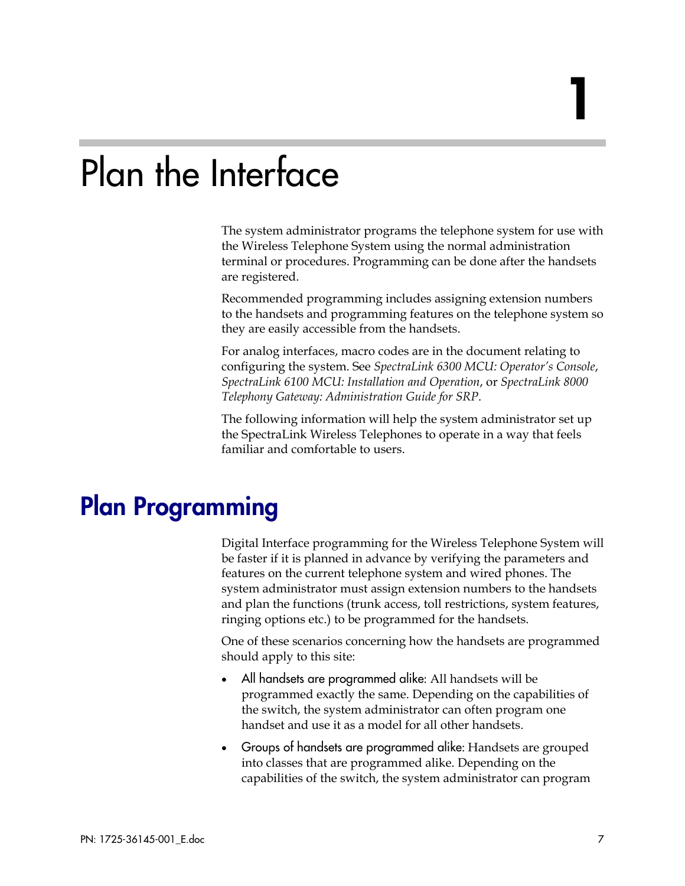# 1

# Plan the Interface

The system administrator programs the telephone system for use with the Wireless Telephone System using the normal administration terminal or procedures. Programming can be done after the handsets are registered.

Recommended programming includes assigning extension numbers to the handsets and programming features on the telephone system so they are easily accessible from the handsets.

For analog interfaces, macro codes are in the document relating to configuring the system. See *SpectraLink 6300 MCU: Operator's Console*, *SpectraLink 6100 MCU: Installation and Operation*, or *SpectraLink 8000 Telephony Gateway: Administration Guide for SRP*.

The following information will help the system administrator set up the SpectraLink Wireless Telephones to operate in a way that feels familiar and comfortable to users.

## Plan Programming

Digital Interface programming for the Wireless Telephone System will be faster if it is planned in advance by verifying the parameters and features on the current telephone system and wired phones. The system administrator must assign extension numbers to the handsets and plan the functions (trunk access, toll restrictions, system features, ringing options etc.) to be programmed for the handsets.

One of these scenarios concerning how the handsets are programmed should apply to this site:

- All handsets are programmed alike: All handsets will be programmed exactly the same. Depending on the capabilities of the switch, the system administrator can often program one handset and use it as a model for all other handsets.
- Groups of handsets are programmed alike: Handsets are grouped into classes that are programmed alike. Depending on the capabilities of the switch, the system administrator can program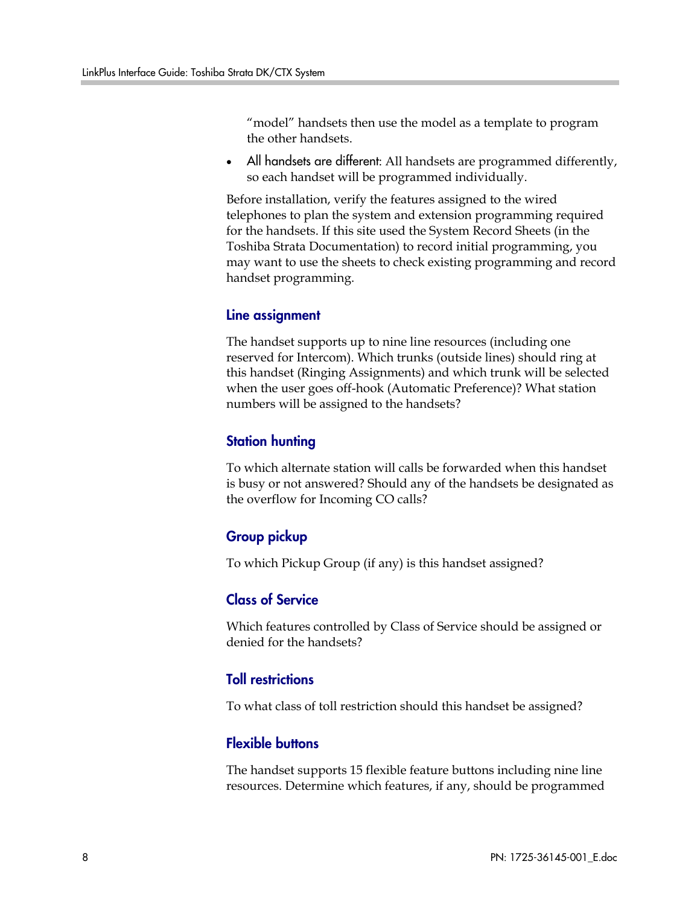"model" handsets then use the model as a template to program the other handsets.

- All handsets are different: All handsets are programmed differently, so each handset will be programmed individually.

Before installation, verify the features assigned to the wired telephones to plan the system and extension programming required for the handsets. If this site used the System Record Sheets (in the Toshiba Strata Documentation) to record initial programming, you may want to use the sheets to check existing programming and record handset programming.

### Line assignment

The handset supports up to nine line resources (including one reserved for Intercom). Which trunks (outside lines) should ring at this handset (Ringing Assignments) and which trunk will be selected when the user goes off-hook (Automatic Preference)? What station numbers will be assigned to the handsets?

### Station hunting

To which alternate station will calls be forwarded when this handset is busy or not answered? Should any of the handsets be designated as the overflow for Incoming CO calls?

### Group pickup

To which Pickup Group (if any) is this handset assigned?

### Class of Service

Which features controlled by Class of Service should be assigned or denied for the handsets?

### Toll restrictions

To what class of toll restriction should this handset be assigned?

### Flexible buttons

The handset supports 15 flexible feature buttons including nine line resources. Determine which features, if any, should be programmed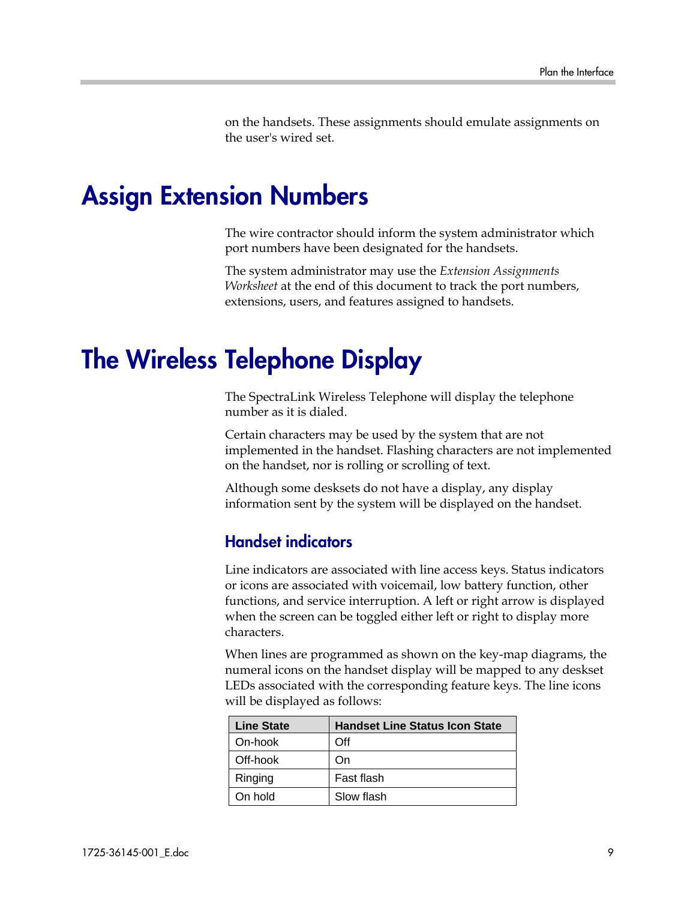on the handsets. These assignments should emulate assignments on the user's wired set.

# Assign Extension Numbers

The wire contractor should inform the system administrator which port numbers have been designated for the handsets.

The system administrator may use the *Extension Assignments Worksheet* at the end of this document to track the port numbers, extensions, users, and features assigned to handsets.

# The Wireless Telephone Display

The SpectraLink Wireless Telephone will display the telephone number as it is dialed.

Certain characters may be used by the system that are not implemented in the handset. Flashing characters are not implemented on the handset, nor is rolling or scrolling of text.

Although some desksets do not have a display, any display information sent by the system will be displayed on the handset.

## Handset indicators

Line indicators are associated with line access keys. Status indicators or icons are associated with voicemail, low battery function, other functions, and service interruption. A left or right arrow is displayed when the screen can be toggled either left or right to display more characters.

When lines are programmed as shown on the key-map diagrams, the numeral icons on the handset display will be mapped to any deskset LEDs associated with the corresponding feature keys. The line icons will be displayed as follows:

| Line State | Handset Line Status Icon State |
|---|---|
| On-hook | Off |
| Off-hook | On |
| Ringing | Fast flash |
| On hold | Slow flash |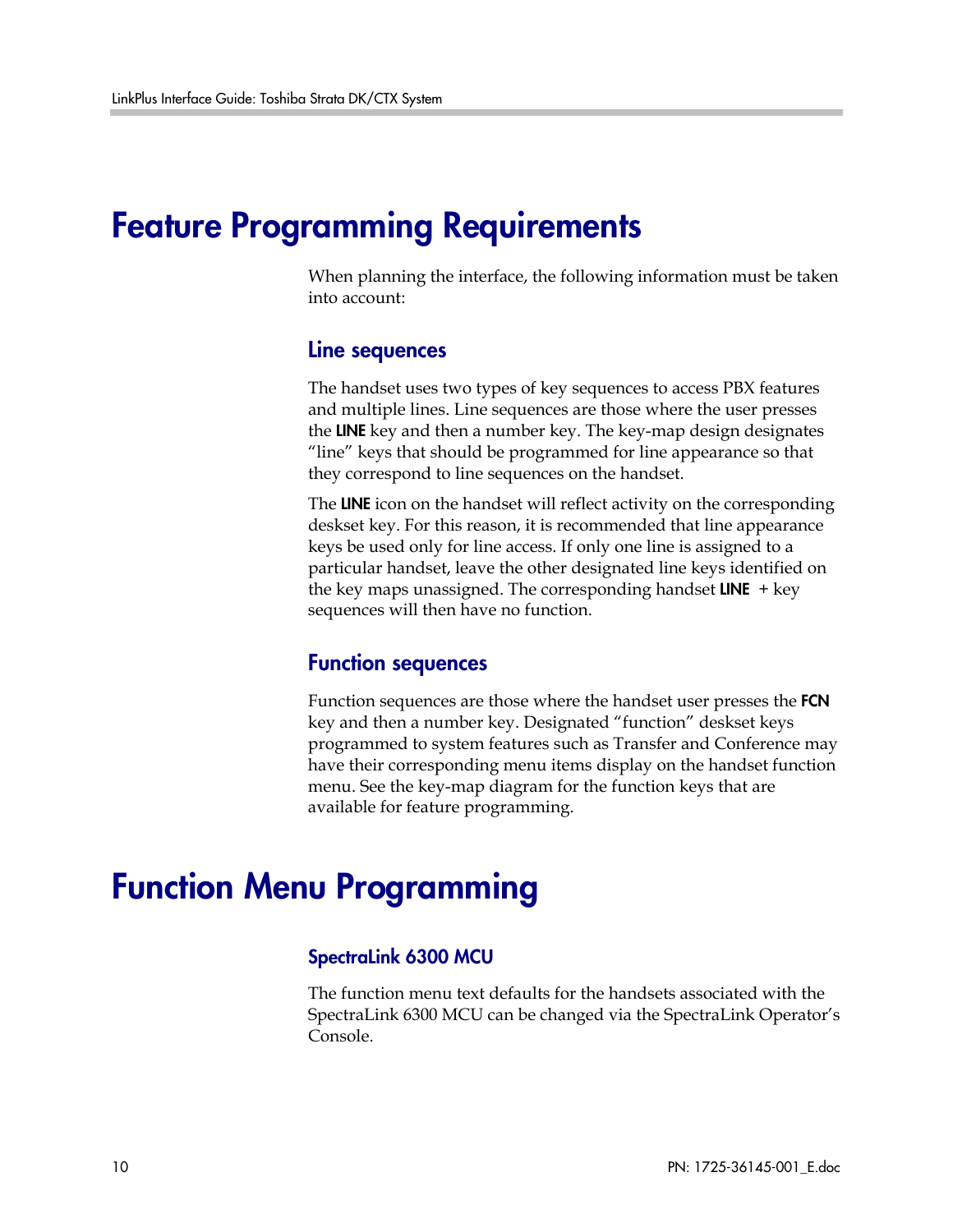# Feature Programming Requirements

When planning the interface, the following information must be taken into account:

## Line sequences

The handset uses two types of key sequences to access PBX features and multiple lines. Line sequences are those where the user presses the **LINE** key and then a number key. The key-map design designates "line" keys that should be programmed for line appearance so that they correspond to line sequences on the handset.

The **LINE** icon on the handset will reflect activity on the corresponding deskset key. For this reason, it is recommended that line appearance keys be used only for line access. If only one line is assigned to a particular handset, leave the other designated line keys identified on the key maps unassigned. The corresponding handset **LINE** + key sequences will then have no function.

## Function sequences

Function sequences are those where the handset user presses the **FCN** key and then a number key. Designated "function" deskset keys programmed to system features such as Transfer and Conference may have their corresponding menu items display on the handset function menu. See the key-map diagram for the function keys that are available for feature programming.

# Function Menu Programming

### SpectraLink 6300 MCU

The function menu text defaults for the handsets associated with the SpectraLink 6300 MCU can be changed via the SpectraLink Operator's Console.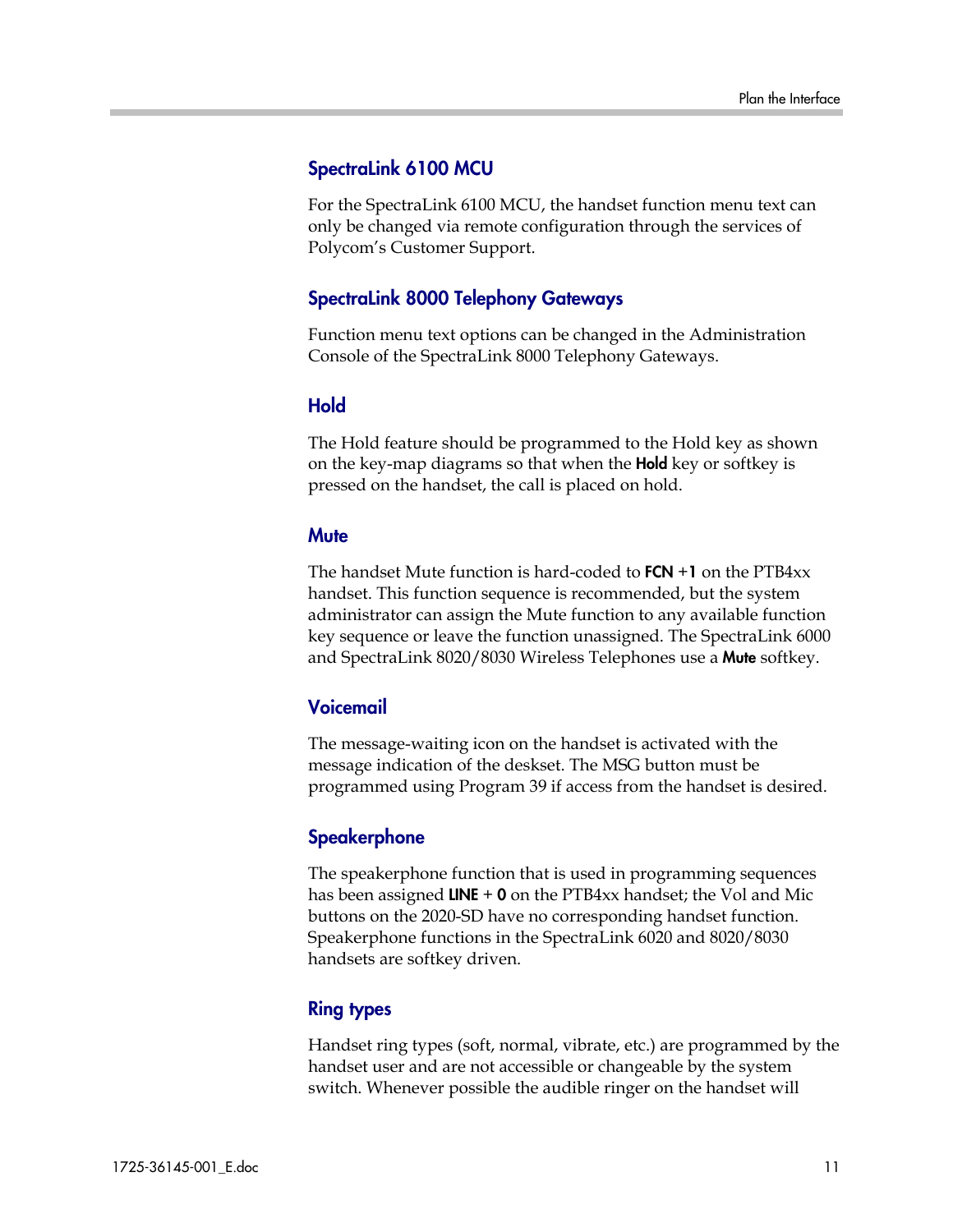### SpectraLink 6100 MCU

For the SpectraLink 6100 MCU, the handset function menu text can only be changed via remote configuration through the services of Polycom's Customer Support.

### SpectraLink 8000 Telephony Gateways

Function menu text options can be changed in the Administration Console of the SpectraLink 8000 Telephony Gateways.

### Hold

The Hold feature should be programmed to the Hold key as shown on the key-map diagrams so that when the **Hold** key or softkey is pressed on the handset, the call is placed on hold.

### Mute

The handset Mute function is hard-coded to **FCN** +**1** on the PTB4xx handset. This function sequence is recommended, but the system administrator can assign the Mute function to any available function key sequence or leave the function unassigned. The SpectraLink 6000 and SpectraLink 8020/8030 Wireless Telephones use a **Mute** softkey.

### Voicemail

The message-waiting icon on the handset is activated with the message indication of the deskset. The MSG button must be programmed using Program 39 if access from the handset is desired.

### Speakerphone

The speakerphone function that is used in programming sequences has been assigned **LINE** + **0** on the PTB4xx handset; the Vol and Mic buttons on the 2020-SD have no corresponding handset function. Speakerphone functions in the SpectraLink 6020 and 8020/8030 handsets are softkey driven.

### Ring types

Handset ring types (soft, normal, vibrate, etc.) are programmed by the handset user and are not accessible or changeable by the system switch. Whenever possible the audible ringer on the handset will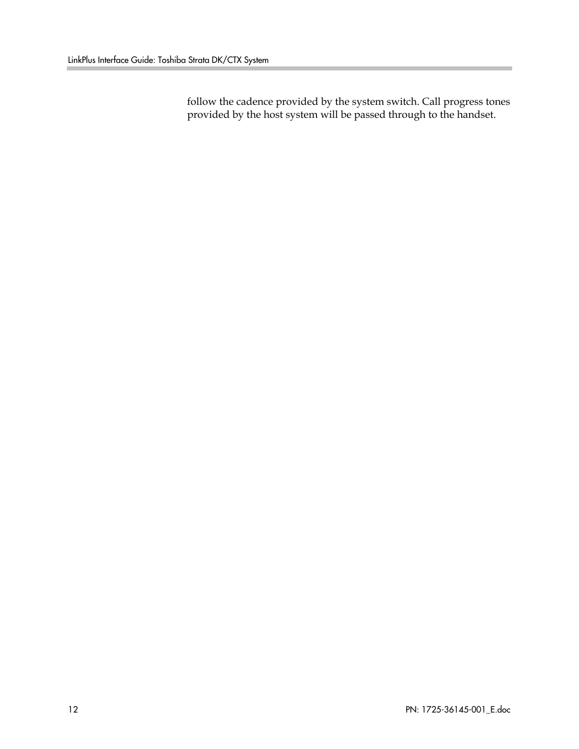follow the cadence provided by the system switch. Call progress tones provided by the host system will be passed through to the handset.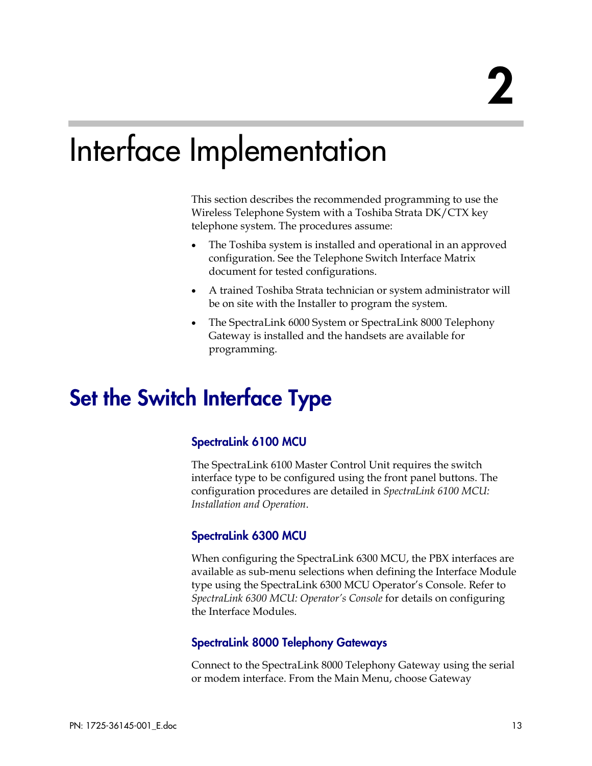# 2

# Interface Implementation

This section describes the recommended programming to use the Wireless Telephone System with a Toshiba Strata DK/CTX key telephone system. The procedures assume:

- The Toshiba system is installed and operational in an approved configuration. See the Telephone Switch Interface Matrix document for tested configurations.
- A trained Toshiba Strata technician or system administrator will be on site with the Installer to program the system.
- The SpectraLink 6000 System or SpectraLink 8000 Telephony Gateway is installed and the handsets are available for programming.

## Set the Switch Interface Type

### SpectraLink 6100 MCU

The SpectraLink 6100 Master Control Unit requires the switch interface type to be configured using the front panel buttons. The configuration procedures are detailed in *SpectraLink 6100 MCU: Installation and Operation*.

### SpectraLink 6300 MCU

When configuring the SpectraLink 6300 MCU, the PBX interfaces are available as sub-menu selections when defining the Interface Module type using the SpectraLink 6300 MCU Operator's Console. Refer to *SpectraLink 6300 MCU: Operator's Console* for details on configuring the Interface Modules.

### SpectraLink 8000 Telephony Gateways

Connect to the SpectraLink 8000 Telephony Gateway using the serial or modem interface. From the Main Menu, choose Gateway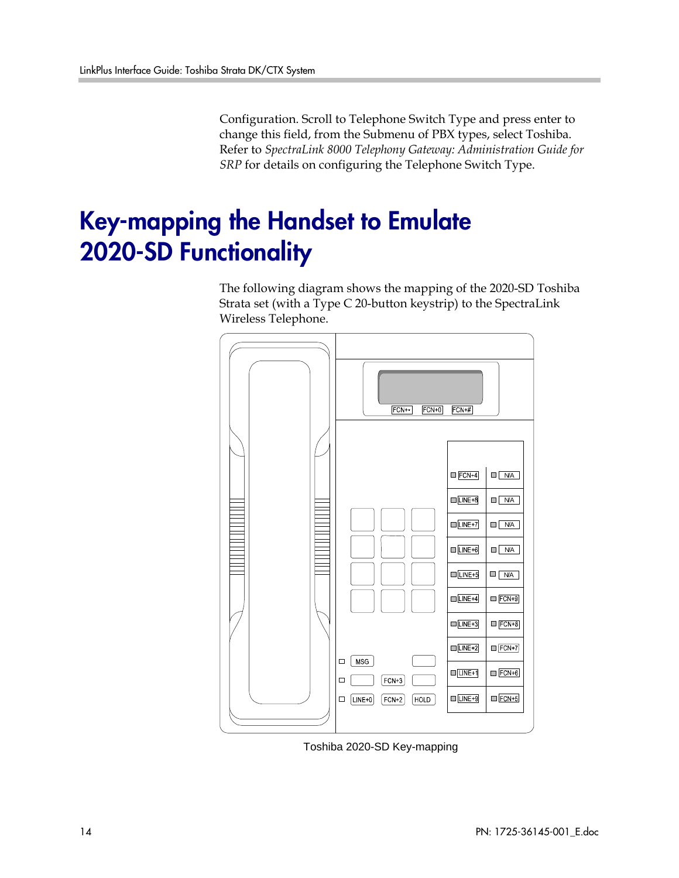Configuration. Scroll to Telephone Switch Type and press enter to change this field, from the Submenu of PBX types, select Toshiba. Refer to *SpectraLink 8000 Telephony Gateway: Administration Guide for SRP* for details on configuring the Telephone Switch Type.

# Key-mapping the Handset to Emulate 2020-SD Functionality

The following diagram shows the mapping of the 2020-SD Toshiba Strata set (with a Type C 20-button keystrip) to the SpectraLink Wireless Telephone.

FCN+* FCN+0 FCN+#

| | |
|---|---|
| FCN+4 | N/A |
| LINE+8 | N/A |
| LINE+7 | N/A |
| LINE+6 | N/A |
| LINE+5 | N/A |
| LINE+4 | FCN+9 |
| LINE+3 | FCN+8 |
| LINE+2 | FCN+7 |
| LINE+1 | FCN+6 |
| LINE+9 | FCN+5 |

MSG

FCN+3

LINE+0 FCN+2 HOLD

Toshiba 2020-SD Key-mapping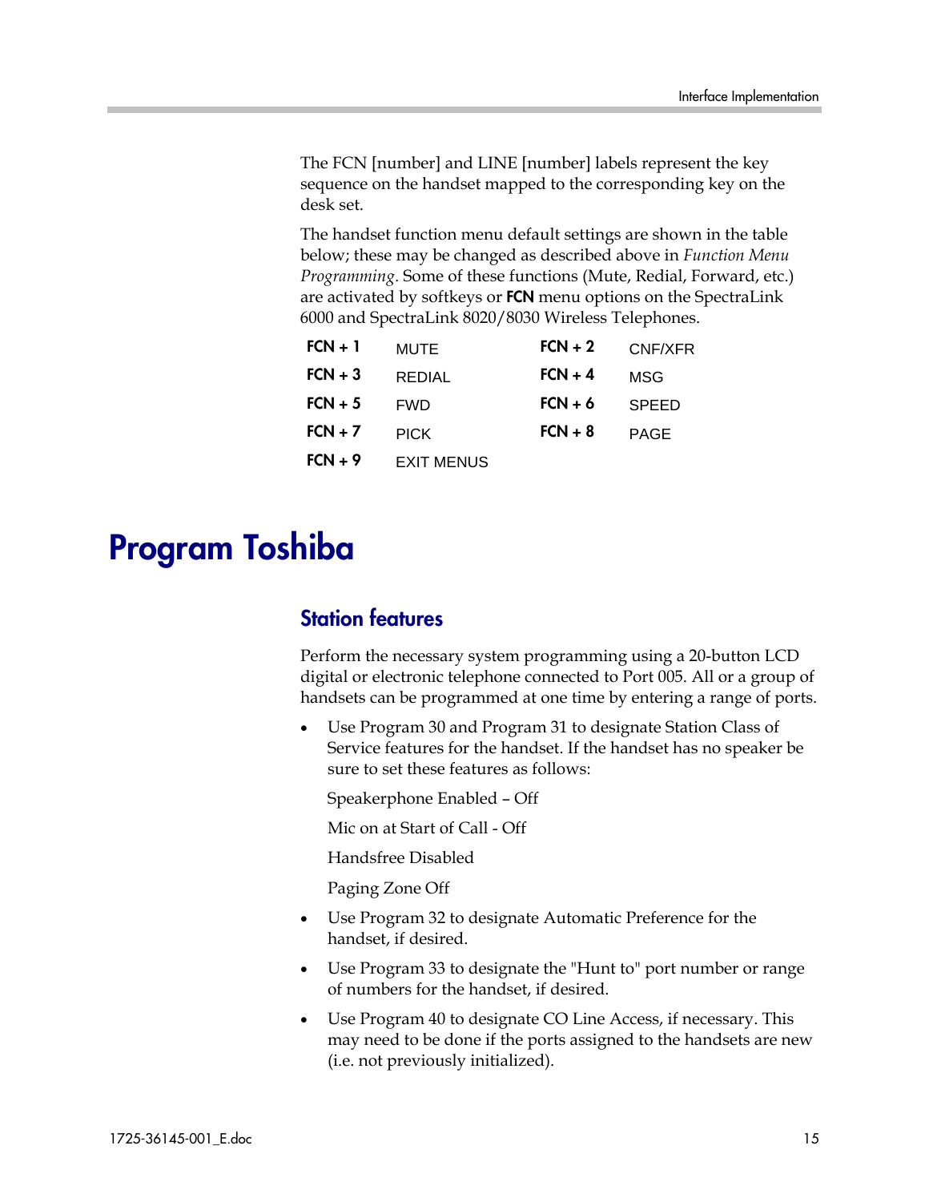The FCN [number] and LINE [number] labels represent the key sequence on the handset mapped to the corresponding key on the desk set.

The handset function menu default settings are shown in the table below; these may be changed as described above in *Function Menu Programming*. Some of these functions (Mute, Redial, Forward, etc.) are activated by softkeys or **FCN** menu options on the SpectraLink 6000 and SpectraLink 8020/8030 Wireless Telephones.

| | | | |
|---|---|---|---|
| **FCN + 1** | MUTE | **FCN + 2** | CNF/XFR |
| **FCN + 3** | REDIAL | **FCN + 4** | MSG |
| **FCN + 5** | FWD | **FCN + 6** | SPEED |
| **FCN + 7** | PICK | **FCN + 8** | PAGE |
| **FCN + 9** | EXIT MENUS | | |

# Program Toshiba

## Station features

Perform the necessary system programming using a 20-button LCD digital or electronic telephone connected to Port 005. All or a group of handsets can be programmed at one time by entering a range of ports.

- Use Program 30 and Program 31 to designate Station Class of Service features for the handset. If the handset has no speaker be sure to set these features as follows:

  Speakerphone Enabled – Off

  Mic on at Start of Call - Off

  Handsfree Disabled

  Paging Zone Off

- Use Program 32 to designate Automatic Preference for the handset, if desired.
- Use Program 33 to designate the "Hunt to" port number or range of numbers for the handset, if desired.
- Use Program 40 to designate CO Line Access, if necessary. This may need to be done if the ports assigned to the handsets are new (i.e. not previously initialized).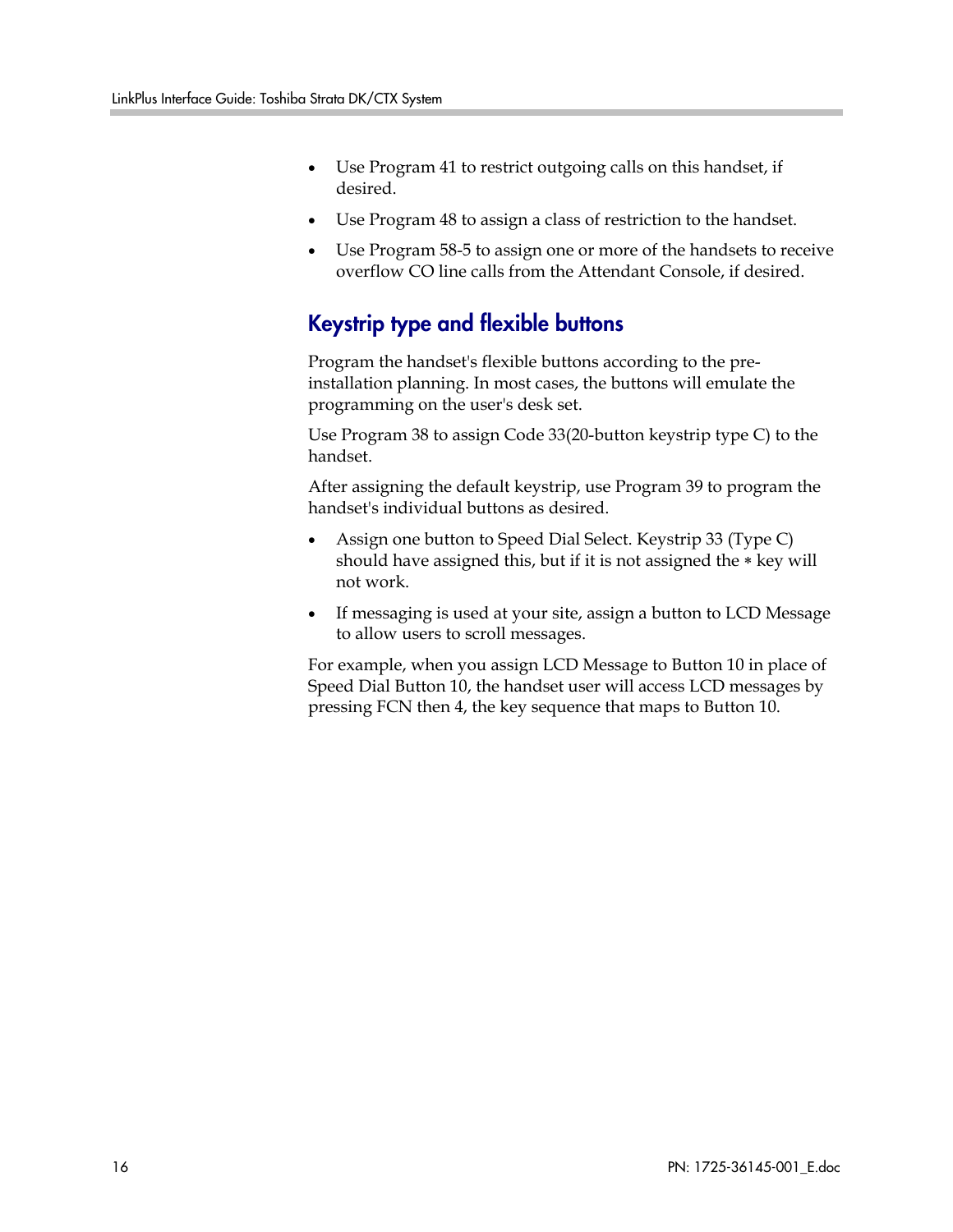- Use Program 41 to restrict outgoing calls on this handset, if desired.
- Use Program 48 to assign a class of restriction to the handset.
- Use Program 58-5 to assign one or more of the handsets to receive overflow CO line calls from the Attendant Console, if desired.

## Keystrip type and flexible buttons

Program the handset's flexible buttons according to the pre-installation planning. In most cases, the buttons will emulate the programming on the user's desk set.

Use Program 38 to assign Code 33(20-button keystrip type C) to the handset.

After assigning the default keystrip, use Program 39 to program the handset's individual buttons as desired.

- Assign one button to Speed Dial Select. Keystrip 33 (Type C) should have assigned this, but if it is not assigned the * key will not work.
- If messaging is used at your site, assign a button to LCD Message to allow users to scroll messages.

For example, when you assign LCD Message to Button 10 in place of Speed Dial Button 10, the handset user will access LCD messages by pressing FCN then 4, the key sequence that maps to Button 10.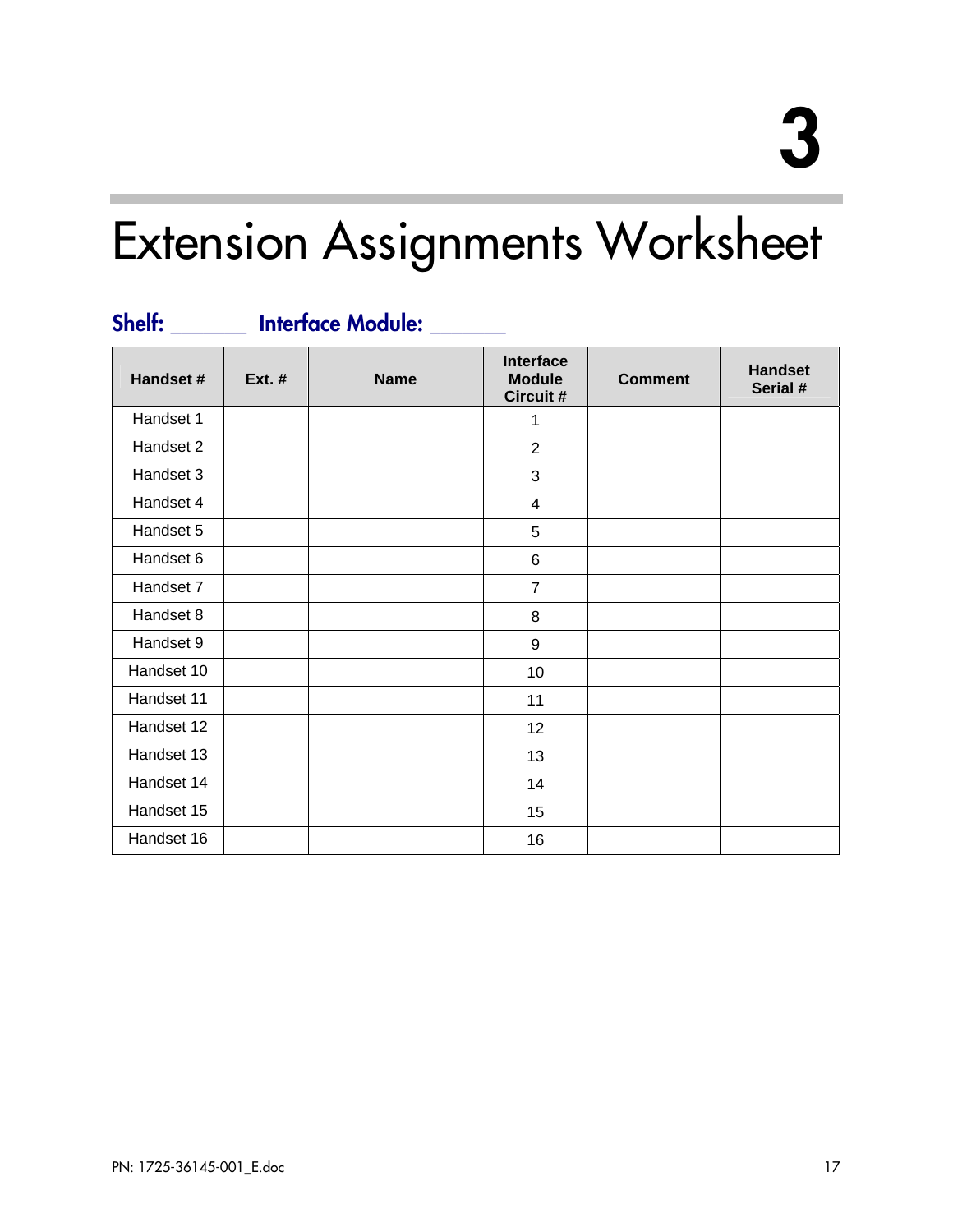# 3

# Extension Assignments Worksheet

## Shelf: ______ Interface Module: ______

| Handset # | Ext. # | Name | Interface Module Circuit # | Comment | Handset Serial # |
|---|---|---|---|---|---|
| Handset 1 | | | 1 | | |
| Handset 2 | | | 2 | | |
| Handset 3 | | | 3 | | |
| Handset 4 | | | 4 | | |
| Handset 5 | | | 5 | | |
| Handset 6 | | | 6 | | |
| Handset 7 | | | 7 | | |
| Handset 8 | | | 8 | | |
| Handset 9 | | | 9 | | |
| Handset 10 | | | 10 | | |
| Handset 11 | | | 11 | | |
| Handset 12 | | | 12 | | |
| Handset 13 | | | 13 | | |
| Handset 14 | | | 14 | | |
| Handset 15 | | | 15 | | |
| Handset 16 | | | 16 | | |

PN: 1725-36145-001_E.doc